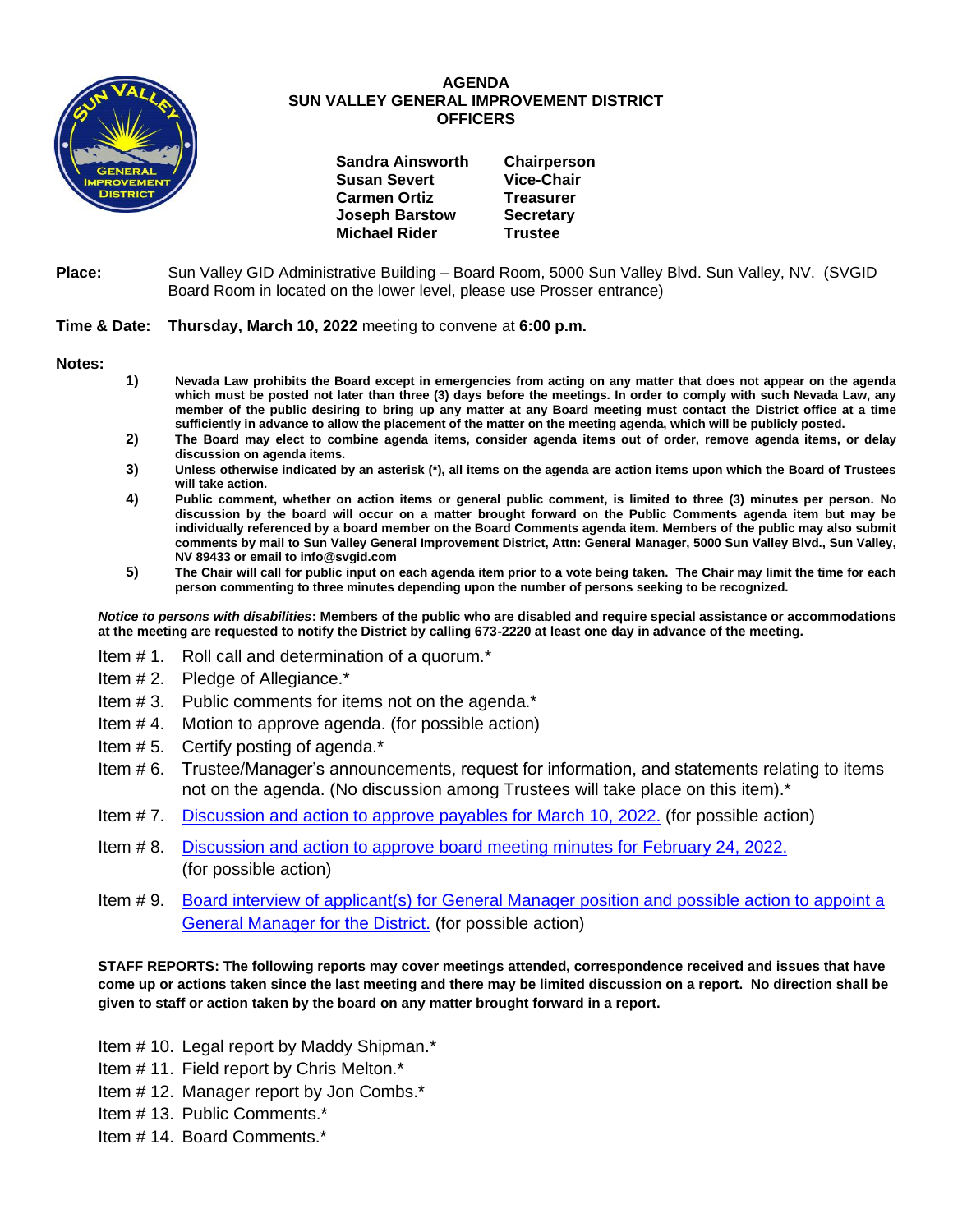# AGENDA
## SUN VALLEY GENERAL IMPROVEMENT DISTRICT
## OFFICERS

| | |
|---|---|
| **Sandra Ainsworth** | **Chairperson** |
| **Susan Severt** | **Vice-Chair** |
| **Carmen Ortiz** | **Treasurer** |
| **Joseph Barstow** | **Secretary** |
| **Michael Rider** | **Trustee** |

**Place:** Sun Valley GID Administrative Building – Board Room, 5000 Sun Valley Blvd. Sun Valley, NV. (SVGID Board Room in located on the lower level, please use Prosser entrance)

**Time & Date:** **Thursday, March 10, 2022** meeting to convene at **6:00 p.m.**

**Notes:**

1) **Nevada Law prohibits the Board except in emergencies from acting on any matter that does not appear on the agenda which must be posted not later than three (3) days before the meetings. In order to comply with such Nevada Law, any member of the public desiring to bring up any matter at any Board meeting must contact the District office at a time sufficiently in advance to allow the placement of the matter on the meeting agenda, which will be publicly posted.**
2) **The Board may elect to combine agenda items, consider agenda items out of order, remove agenda items, or delay discussion on agenda items.**
3) **Unless otherwise indicated by an asterisk (*), all items on the agenda are action items upon which the Board of Trustees will take action.**
4) **Public comment, whether on action items or general public comment, is limited to three (3) minutes per person. No discussion by the board will occur on a matter brought forward on the Public Comments agenda item but may be individually referenced by a board member on the Board Comments agenda item. Members of the public may also submit comments by mail to Sun Valley General Improvement District, Attn: General Manager, 5000 Sun Valley Blvd., Sun Valley, NV 89433 or email to info@svgid.com**
5) **The Chair will call for public input on each agenda item prior to a vote being taken. The Chair may limit the time for each person commenting to three minutes depending upon the number of persons seeking to be recognized.**

***Notice to persons with disabilities*: Members of the public who are disabled and require special assistance or accommodations at the meeting are requested to notify the District by calling 673-2220 at least one day in advance of the meeting.**

Item # 1. Roll call and determination of a quorum.*

Item # 2. Pledge of Allegiance.*

Item # 3. Public comments for items not on the agenda.*

Item # 4. Motion to approve agenda. (for possible action)

Item # 5. Certify posting of agenda.*

Item # 6. Trustee/Manager's announcements, request for information, and statements relating to items not on the agenda. (No discussion among Trustees will take place on this item).*

Item # 7. Discussion and action to approve payables for March 10, 2022. (for possible action)

Item # 8. Discussion and action to approve board meeting minutes for February 24, 2022. (for possible action)

Item # 9. Board interview of applicant(s) for General Manager position and possible action to appoint a General Manager for the District. (for possible action)

**STAFF REPORTS: The following reports may cover meetings attended, correspondence received and issues that have come up or actions taken since the last meeting and there may be limited discussion on a report. No direction shall be given to staff or action taken by the board on any matter brought forward in a report.**

Item # 10. Legal report by Maddy Shipman.*

Item # 11. Field report by Chris Melton.*

Item # 12. Manager report by Jon Combs.*

Item # 13. Public Comments.*

Item # 14. Board Comments.*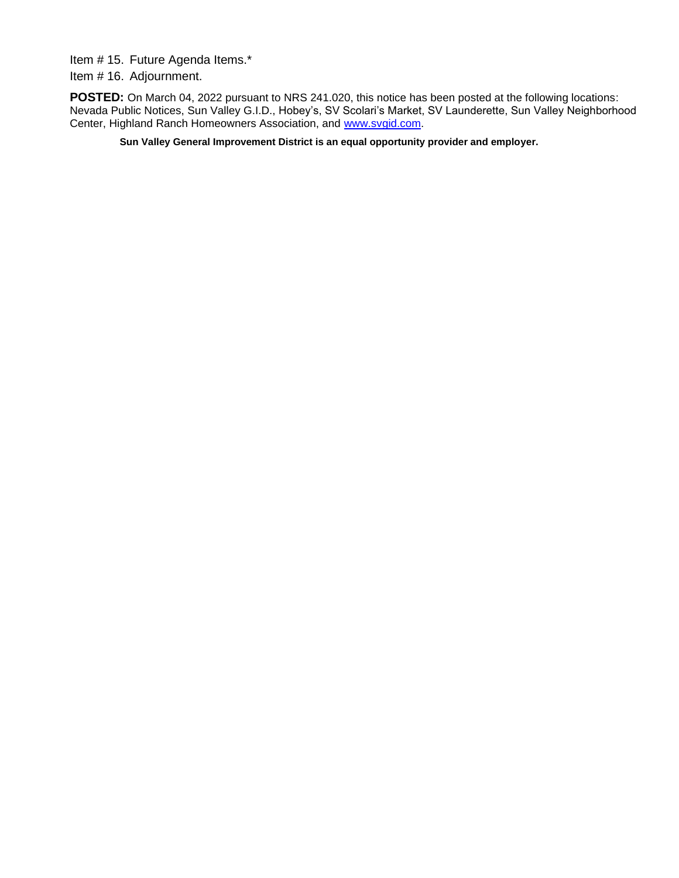Item # 15. Future Agenda Items.*

Item # 16. Adjournment.

**POSTED:** On March 04, 2022 pursuant to NRS 241.020, this notice has been posted at the following locations: Nevada Public Notices, Sun Valley G.I.D., Hobey's, SV Scolari's Market, SV Launderette, Sun Valley Neighborhood Center, Highland Ranch Homeowners Association, and www.svgid.com.

**Sun Valley General Improvement District is an equal opportunity provider and employer.**